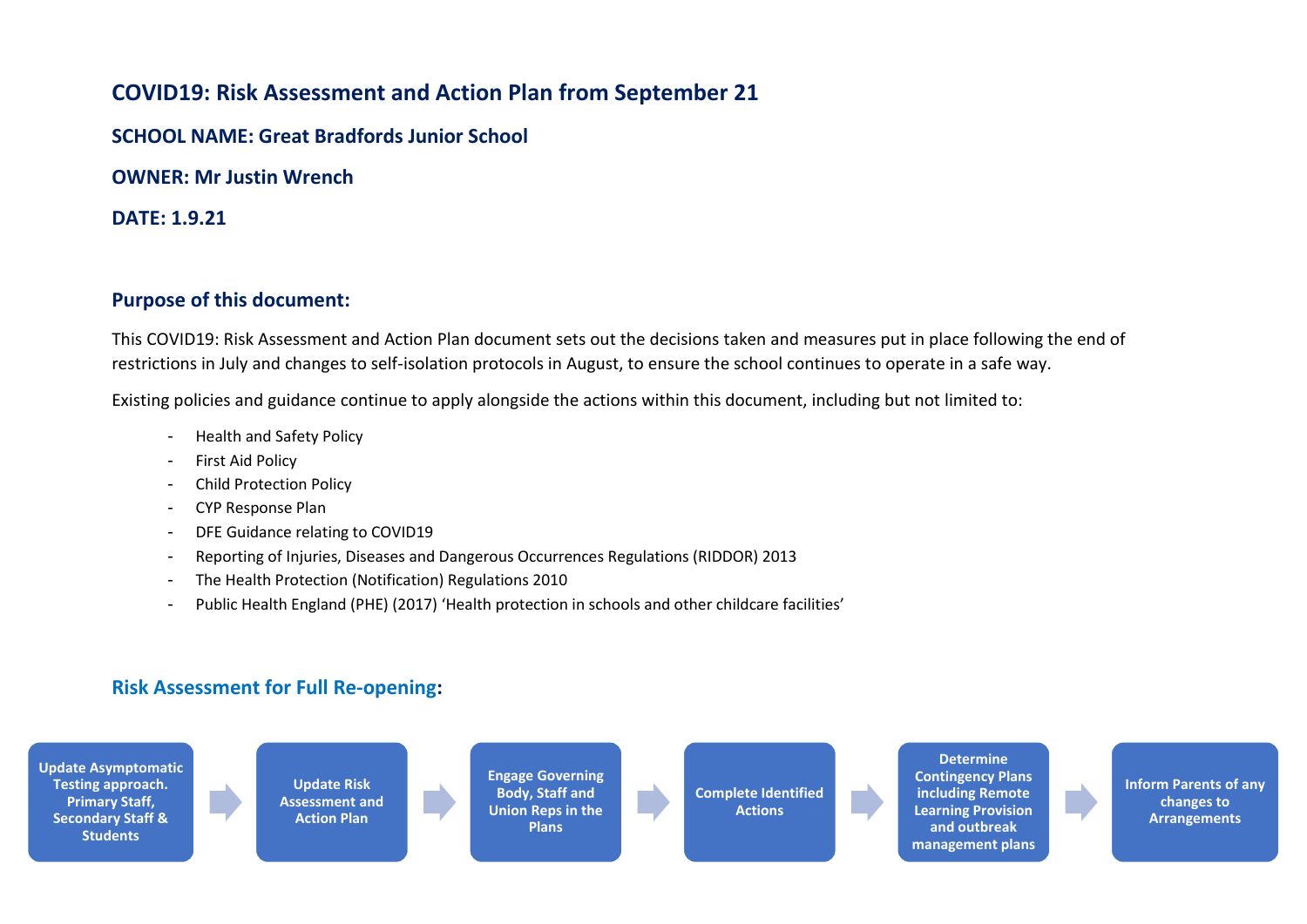# COVID19: Risk Assessment and Action Plan from September 21

**SCHOOL NAME: Great Bradfords Junior School**

**OWNER: Mr Justin Wrench**

**DATE: 1.9.21**

## Purpose of this document:

This COVID19: Risk Assessment and Action Plan document sets out the decisions taken and measures put in place following the end of restrictions in July and changes to self-isolation protocols in August, to ensure the school continues to operate in a safe way.

Existing policies and guidance continue to apply alongside the actions within this document, including but not limited to:

- Health and Safety Policy
- First Aid Policy
- Child Protection Policy
- CYP Response Plan
- DFE Guidance relating to COVID19
- Reporting of Injuries, Diseases and Dangerous Occurrences Regulations (RIDDOR) 2013
- The Health Protection (Notification) Regulations 2010
- Public Health England (PHE) (2017) 'Health protection in schools and other childcare facilities'

## Risk Assessment for Full Re-opening:

**Update Asymptomatic Testing approach. Primary Staff, Secondary Staff & Students** → **Update Risk Assessment and Action Plan** → **Engage Governing Body, Staff and Union Reps in the Plans** → **Complete Identified Actions** → **Determine Contingency Plans including Remote Learning Provision and outbreak management plans** → **Inform Parents of any changes to Arrangements**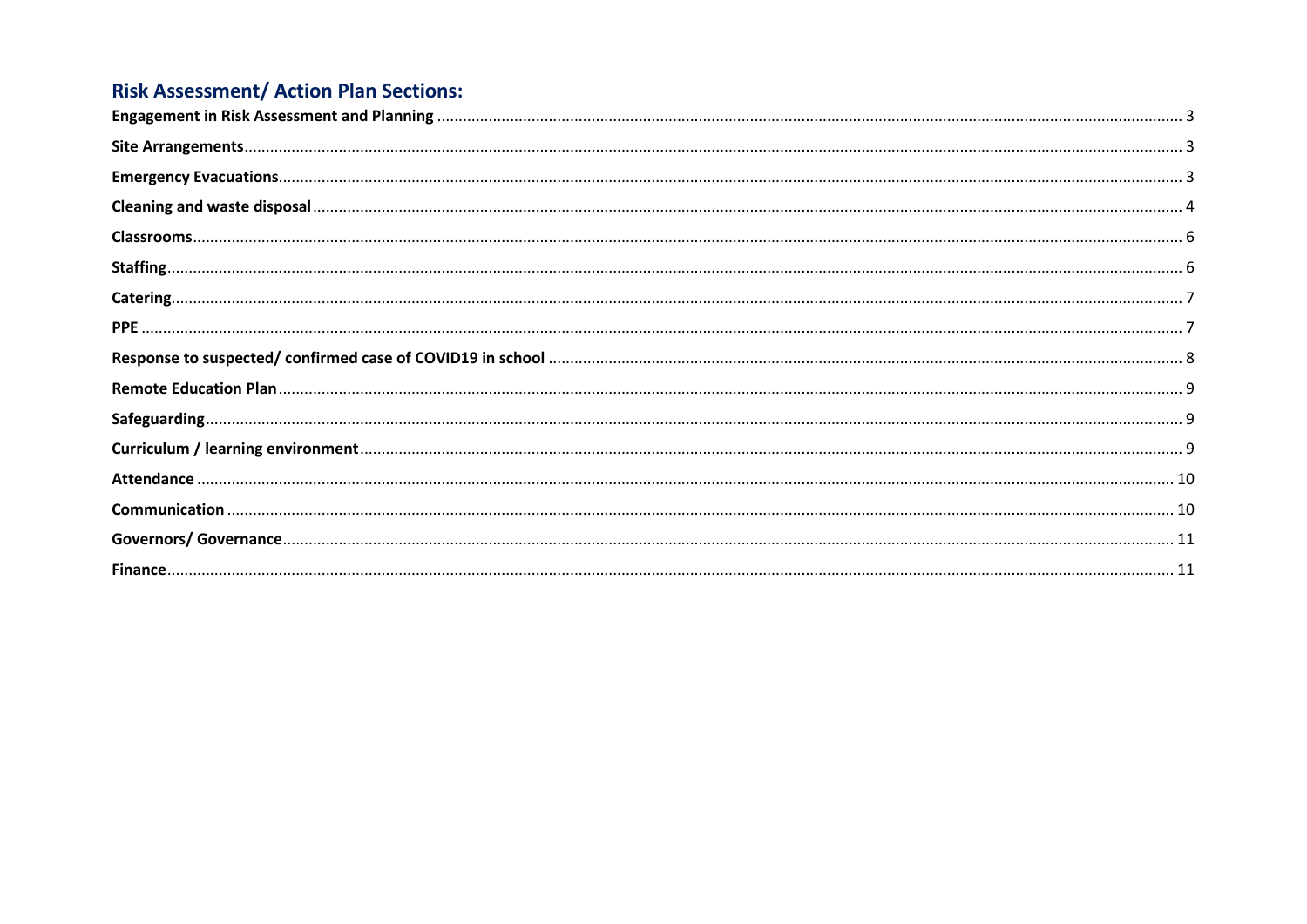## Risk Assessment/ Action Plan Sections:

**Engagement in Risk Assessment and Planning** ..... 3
**Site Arrangements** ..... 3
**Emergency Evacuations** ..... 3
**Cleaning and waste disposal** ..... 4
**Classrooms** ..... 6
**Staffing** ..... 6
**Catering** ..... 7
**PPE** ..... 7
**Response to suspected/ confirmed case of COVID19 in school** ..... 8
**Remote Education Plan** ..... 9
**Safeguarding** ..... 9
**Curriculum / learning environment** ..... 9
**Attendance** ..... 10
**Communication** ..... 10
**Governors/ Governance** ..... 11
**Finance** ..... 11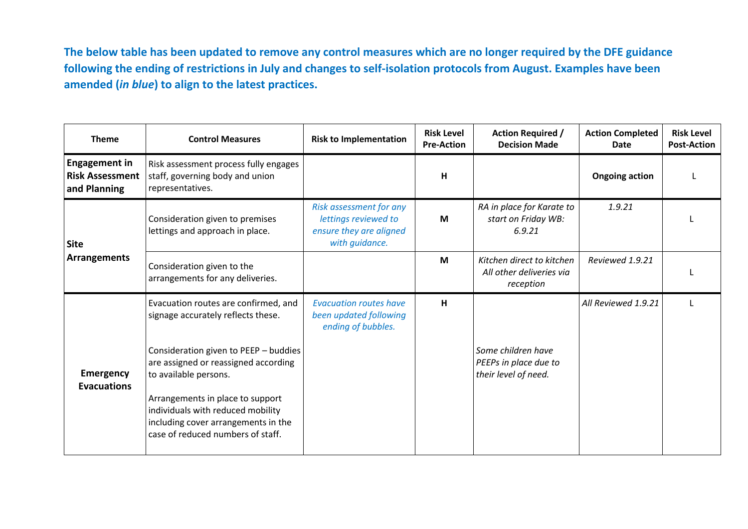**The below table has been updated to remove any control measures which are no longer required by the DFE guidance following the ending of restrictions in July and changes to self-isolation protocols from August. Examples have been amended (*in blue*) to align to the latest practices.**

| Theme | Control Measures | Risk to Implementation | Risk Level Pre-Action | Action Required / Decision Made | Action Completed Date | Risk Level Post-Action |
|---|---|---|---|---|---|---|
| **Engagement in Risk Assessment and Planning** | Risk assessment process fully engages staff, governing body and union representatives. | | **H** | | **Ongoing action** | L |
| **Site Arrangements** | Consideration given to premises lettings and approach in place. | *Risk assessment for any lettings reviewed to ensure they are aligned with guidance.* | **M** | *RA in place for Karate to start on Friday WB: 6.9.21* | *1.9.21* | L |
| | Consideration given to the arrangements for any deliveries. | | **M** | *Kitchen direct to kitchen All other deliveries via reception* | *Reviewed 1.9.21* | L |
| **Emergency Evacuations** | Evacuation routes are confirmed, and signage accurately reflects these.<br><br>Consideration given to PEEP – buddies are assigned or reassigned according to available persons.<br><br>Arrangements in place to support individuals with reduced mobility including cover arrangements in the case of reduced numbers of staff. | *Evacuation routes have been updated following ending of bubbles.* | **H** | *Some children have PEEPs in place due to their level of need.* | *All Reviewed 1.9.21* | L |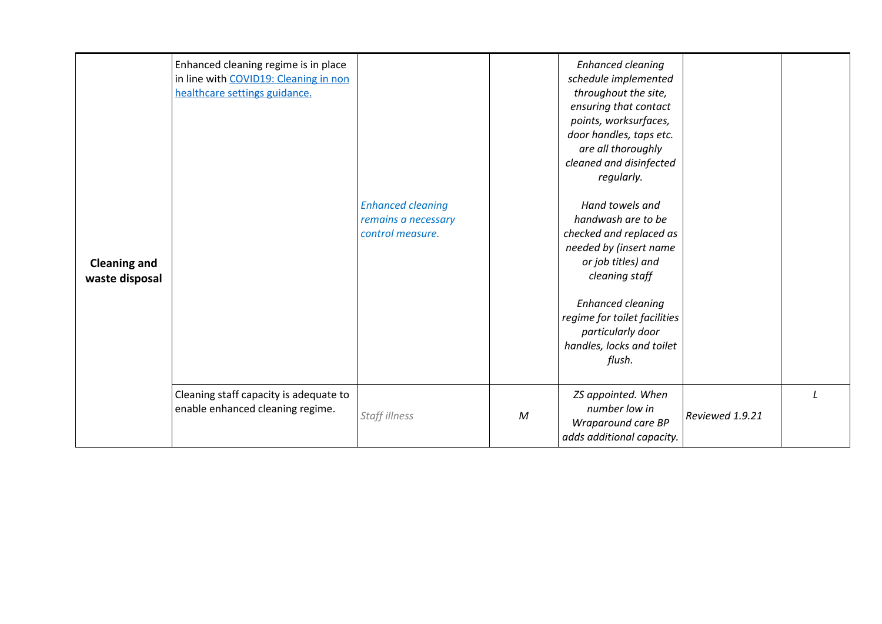| | | | | | | |
|---|---|---|---|---|---|---|
| **Cleaning and waste disposal** | Enhanced cleaning regime is in place in line with [COVID19: Cleaning in non healthcare settings guidance.]() | *Enhanced cleaning remains a necessary control measure.* | | *Enhanced cleaning schedule implemented throughout the site, ensuring that contact points, worksurfaces, door handles, taps etc. are all thoroughly cleaned and disinfected regularly.*<br><br>*Hand towels and handwash are to be checked and replaced as needed by (insert name or job titles) and cleaning staff*<br><br>*Enhanced cleaning regime for toilet facilities particularly door handles, locks and toilet flush.* | | |
| | Cleaning staff capacity is adequate to enable enhanced cleaning regime. | *Staff illness* | *M* | *ZS appointed. When number low in Wraparound care BP adds additional capacity.* | *Reviewed 1.9.21* | *L* |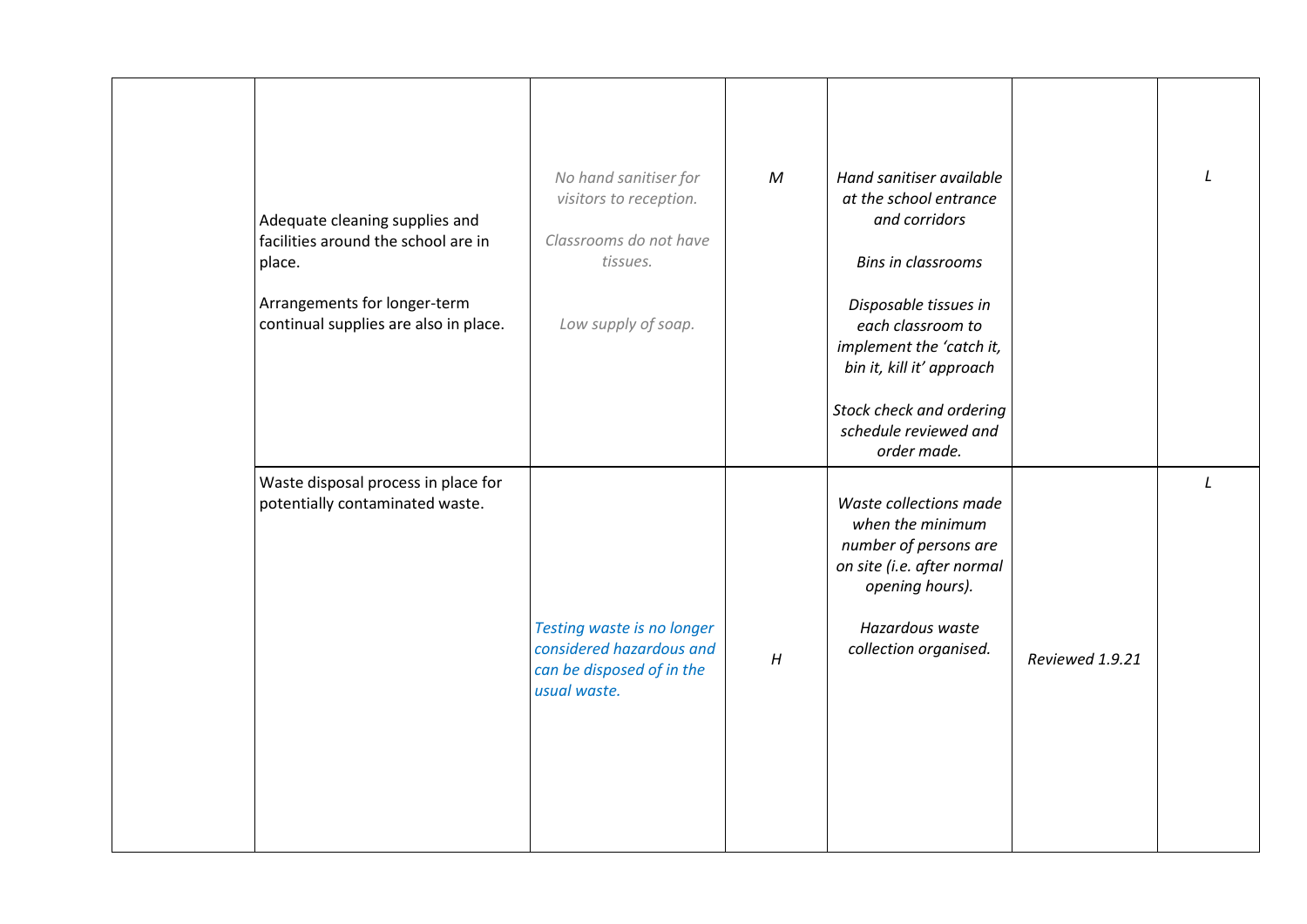| | | | | | | |
|---|---|---|---|---|---|---|
| | Adequate cleaning supplies and facilities around the school are in place.<br><br>Arrangements for longer-term continual supplies are also in place. | *No hand sanitiser for visitors to reception.*<br><br>*Classrooms do not have tissues.*<br><br>*Low supply of soap.* | *M* | *Hand sanitiser available at the school entrance and corridors*<br><br>*Bins in classrooms*<br><br>*Disposable tissues in each classroom to implement the 'catch it, bin it, kill it' approach*<br><br>*Stock check and ordering schedule reviewed and order made.* | | *L* |
| | Waste disposal process in place for potentially contaminated waste. | *Testing waste is no longer considered hazardous and can be disposed of in the usual waste.* | *H* | *Waste collections made when the minimum number of persons are on site (i.e. after normal opening hours).*<br><br>*Hazardous waste collection organised.* | *Reviewed 1.9.21* | *L* |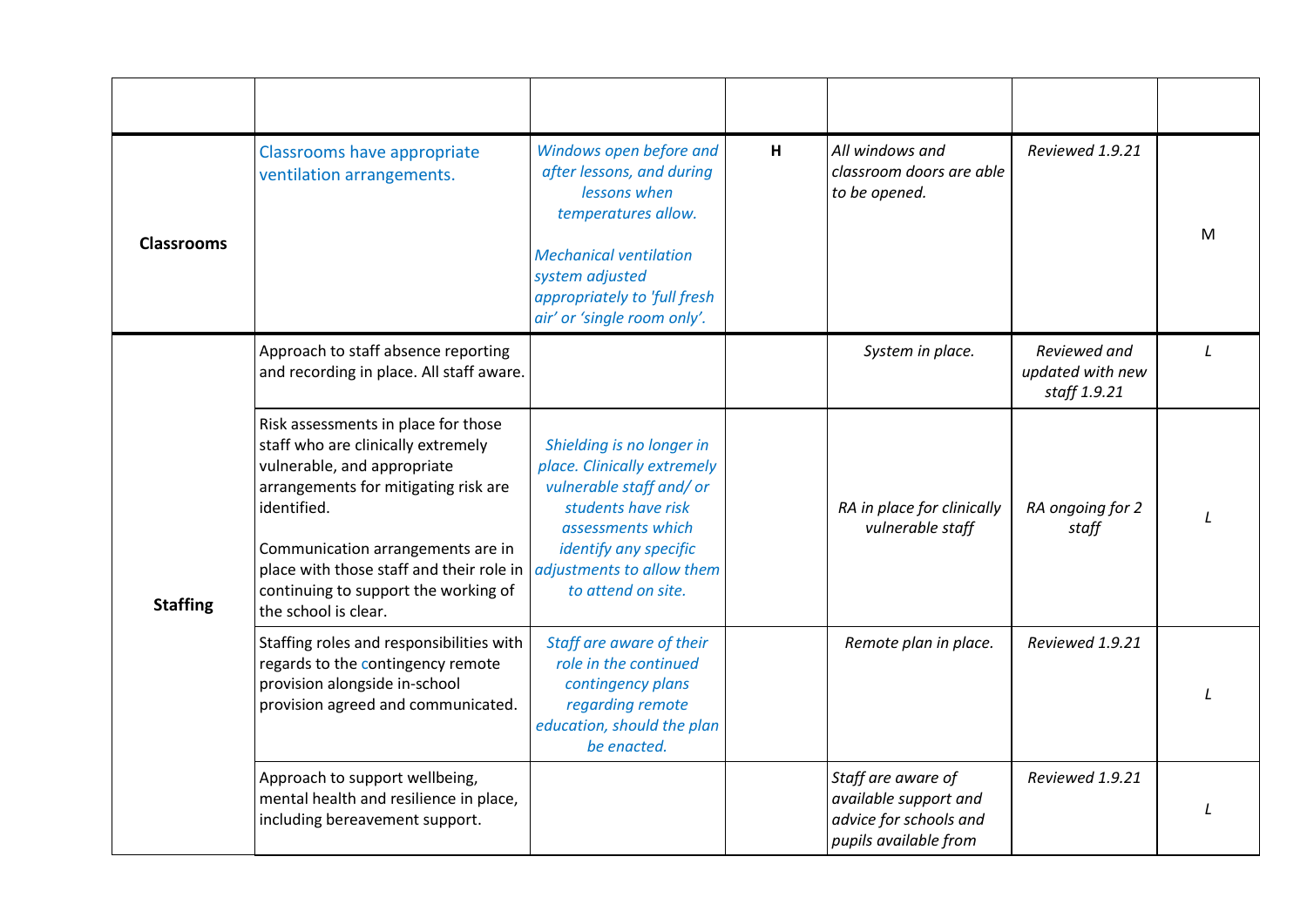| | | | | | | |
|---|---|---|---|---|---|---|
| **Classrooms** | Classrooms have appropriate ventilation arrangements. | *Windows open before and after lessons, and during lessons when temperatures allow.*<br><br>*Mechanical ventilation system adjusted appropriately to 'full fresh air' or 'single room only'.* | **H** | *All windows and classroom doors are able to be opened.* | *Reviewed 1.9.21* | M |
| **Staffing** | Approach to staff absence reporting and recording in place. All staff aware. | | | *System in place.* | *Reviewed and updated with new staff 1.9.21* | *L* |
| | Risk assessments in place for those staff who are clinically extremely vulnerable, and appropriate arrangements for mitigating risk are identified.<br><br>Communication arrangements are in place with those staff and their role in continuing to support the working of the school is clear. | *Shielding is no longer in place. Clinically extremely vulnerable staff and/ or students have risk assessments which identify any specific adjustments to allow them to attend on site.* | | *RA in place for clinically vulnerable staff* | *RA ongoing for 2 staff* | *L* |
| | Staffing roles and responsibilities with regards to the contingency remote provision alongside in-school provision agreed and communicated. | *Staff are aware of their role in the continued contingency plans regarding remote education, should the plan be enacted.* | | *Remote plan in place.* | *Reviewed 1.9.21* | *L* |
| | Approach to support wellbeing, mental health and resilience in place, including bereavement support. | | | *Staff are aware of available support and advice for schools and pupils available from* | *Reviewed 1.9.21* | *L* |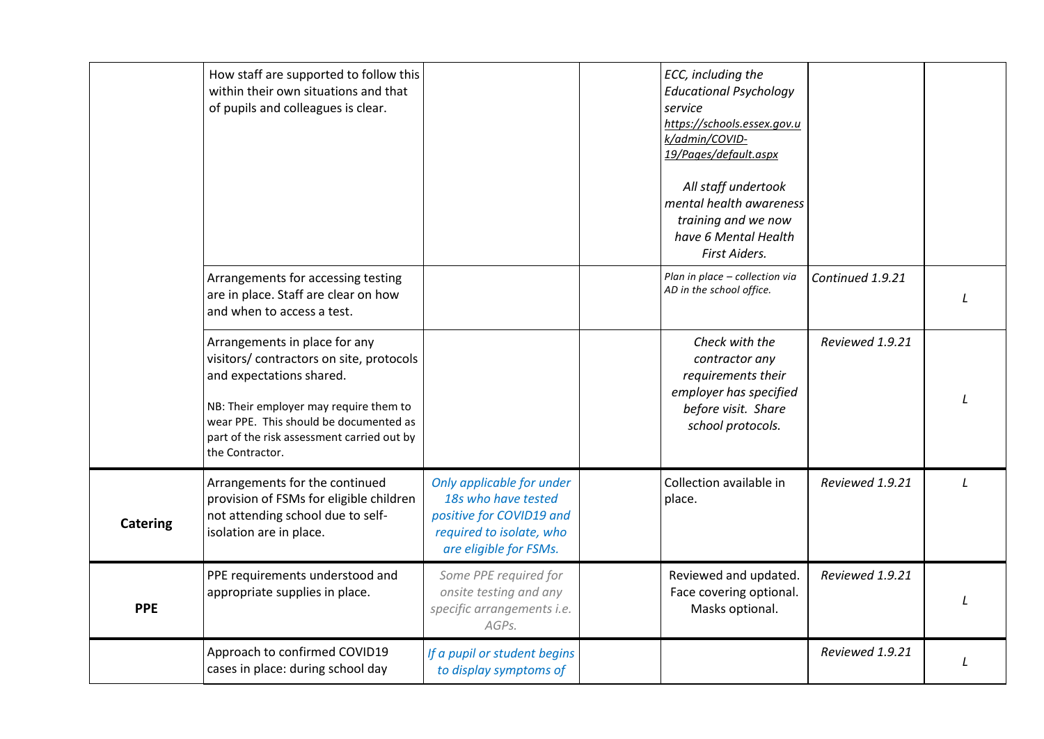| | | | | | | |
|---|---|---|---|---|---|---|
| | How staff are supported to follow this within their own situations and that of pupils and colleagues is clear. | | | *ECC, including the Educational Psychology service https://schools.essex.gov.uk/admin/COVID-19/Pages/default.aspx* *All staff undertook mental health awareness training and we now have 6 Mental Health First Aiders.* | | |
| | Arrangements for accessing testing are in place. Staff are clear on how and when to access a test. | | | *Plan in place – collection via AD in the school office.* | *Continued 1.9.21* | *L* |
| | Arrangements in place for any visitors/ contractors on site, protocols and expectations shared. NB: Their employer may require them to wear PPE. This should be documented as part of the risk assessment carried out by the Contractor. | | | *Check with the contractor any requirements their employer has specified before visit. Share school protocols.* | *Reviewed 1.9.21* | *L* |
| **Catering** | Arrangements for the continued provision of FSMs for eligible children not attending school due to self-isolation are in place. | *Only applicable for under 18s who have tested positive for COVID19 and required to isolate, who are eligible for FSMs.* | | Collection available in place. | *Reviewed 1.9.21* | *L* |
| **PPE** | PPE requirements understood and appropriate supplies in place. | *Some PPE required for onsite testing and any specific arrangements i.e. AGPs.* | | Reviewed and updated. Face covering optional. Masks optional. | *Reviewed 1.9.21* | *L* |
| | Approach to confirmed COVID19 cases in place: during school day | *If a pupil or student begins to display symptoms of* | | | *Reviewed 1.9.21* | *L* |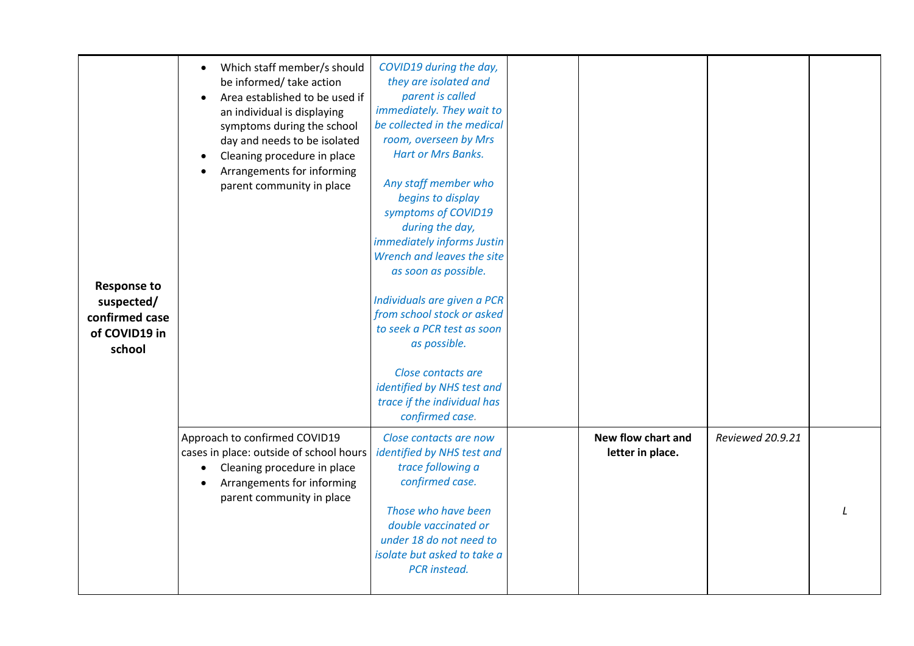| | | | | | | |
|---|---|---|---|---|---|---|
| **Response to suspected/ confirmed case of COVID19 in school** | • Which staff member/s should be informed/ take action<br>• Area established to be used if an individual is displaying symptoms during the school day and needs to be isolated<br>• Cleaning procedure in place<br>• Arrangements for informing parent community in place | *COVID19 during the day, they are isolated and parent is called immediately. They wait to be collected in the medical room, overseen by Mrs Hart or Mrs Banks.*<br><br>*Any staff member who begins to display symptoms of COVID19 during the day, immediately informs Justin Wrench and leaves the site as soon as possible.*<br><br>*Individuals are given a PCR from school stock or asked to seek a PCR test as soon as possible.*<br><br>*Close contacts are identified by NHS test and trace if the individual has confirmed case.* | | | | |
| | Approach to confirmed COVID19 cases in place: outside of school hours<br>• Cleaning procedure in place<br>• Arrangements for informing parent community in place | *Close contacts are now identified by NHS test and trace following a confirmed case.*<br><br>*Those who have been double vaccinated or under 18 do not need to isolate but asked to take a PCR instead.* | | **New flow chart and letter in place.** | *Reviewed 20.9.21* | *L* |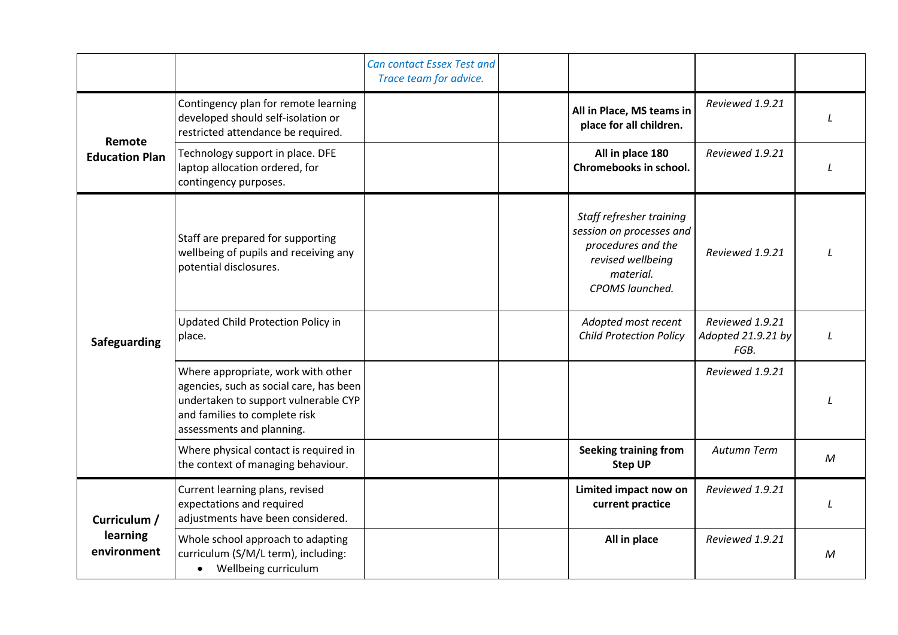| | | | | | | |
|---|---|---|---|---|---|---|
| | | *Can contact Essex Test and Trace team for advice.* | | | | |
| **Remote Education Plan** | Contingency plan for remote learning developed should self-isolation or restricted attendance be required. | | | **All in Place, MS teams in place for all children.** | *Reviewed 1.9.21* | *L* |
| | Technology support in place. DFE laptop allocation ordered, for contingency purposes. | | | **All in place 180 Chromebooks in school.** | *Reviewed 1.9.21* | *L* |
| **Safeguarding** | Staff are prepared for supporting wellbeing of pupils and receiving any potential disclosures. | | | *Staff refresher training session on processes and procedures and the revised wellbeing material. CPOMS launched.* | *Reviewed 1.9.21* | *L* |
| | Updated Child Protection Policy in place. | | | *Adopted most recent Child Protection Policy* | *Reviewed 1.9.21 Adopted 21.9.21 by FGB.* | *L* |
| | Where appropriate, work with other agencies, such as social care, has been undertaken to support vulnerable CYP and families to complete risk assessments and planning. | | | | *Reviewed 1.9.21* | *L* |
| | Where physical contact is required in the context of managing behaviour. | | | **Seeking training from Step UP** | *Autumn Term* | *M* |
| **Curriculum / learning environment** | Current learning plans, revised expectations and required adjustments have been considered. | | | **Limited impact now on current practice** | *Reviewed 1.9.21* | *L* |
| | Whole school approach to adapting curriculum (S/M/L term), including: <br>• Wellbeing curriculum | | | **All in place** | *Reviewed 1.9.21* | *M* |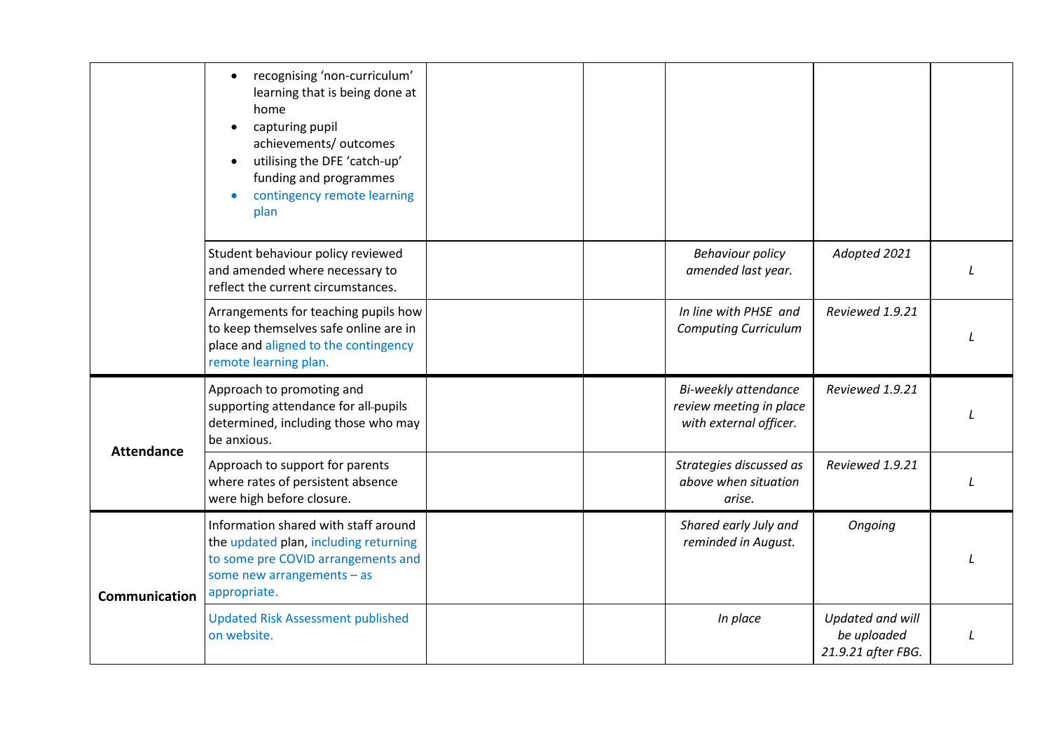| | | | | | | |
|---|---|---|---|---|---|---|
| | <ul><li>recognising 'non-curriculum' learning that is being done at home</li><li>capturing pupil achievements/ outcomes</li><li>utilising the DFE 'catch-up' funding and programmes</li><li>contingency remote learning plan</li></ul> | | | | | |
| | Student behaviour policy reviewed and amended where necessary to reflect the current circumstances. | | | *Behaviour policy amended last year.* | *Adopted 2021* | *L* |
| | Arrangements for teaching pupils how to keep themselves safe online are in place and aligned to the contingency remote learning plan. | | | *In line with PHSE and Computing Curriculum* | *Reviewed 1.9.21* | *L* |
| **Attendance** | Approach to promoting and supporting attendance for all pupils determined, including those who may be anxious. | | | *Bi-weekly attendance review meeting in place with external officer.* | *Reviewed 1.9.21* | *L* |
| | Approach to support for parents where rates of persistent absence were high before closure. | | | *Strategies discussed as above when situation arise.* | *Reviewed 1.9.21* | *L* |
| **Communication** | Information shared with staff around the updated plan, including returning to some pre COVID arrangements and some new arrangements – as appropriate. | | | *Shared early July and reminded in August.* | *Ongoing* | *L* |
| | Updated Risk Assessment published on website. | | | *In place* | *Updated and will be uploaded 21.9.21 after FBG.* | *L* |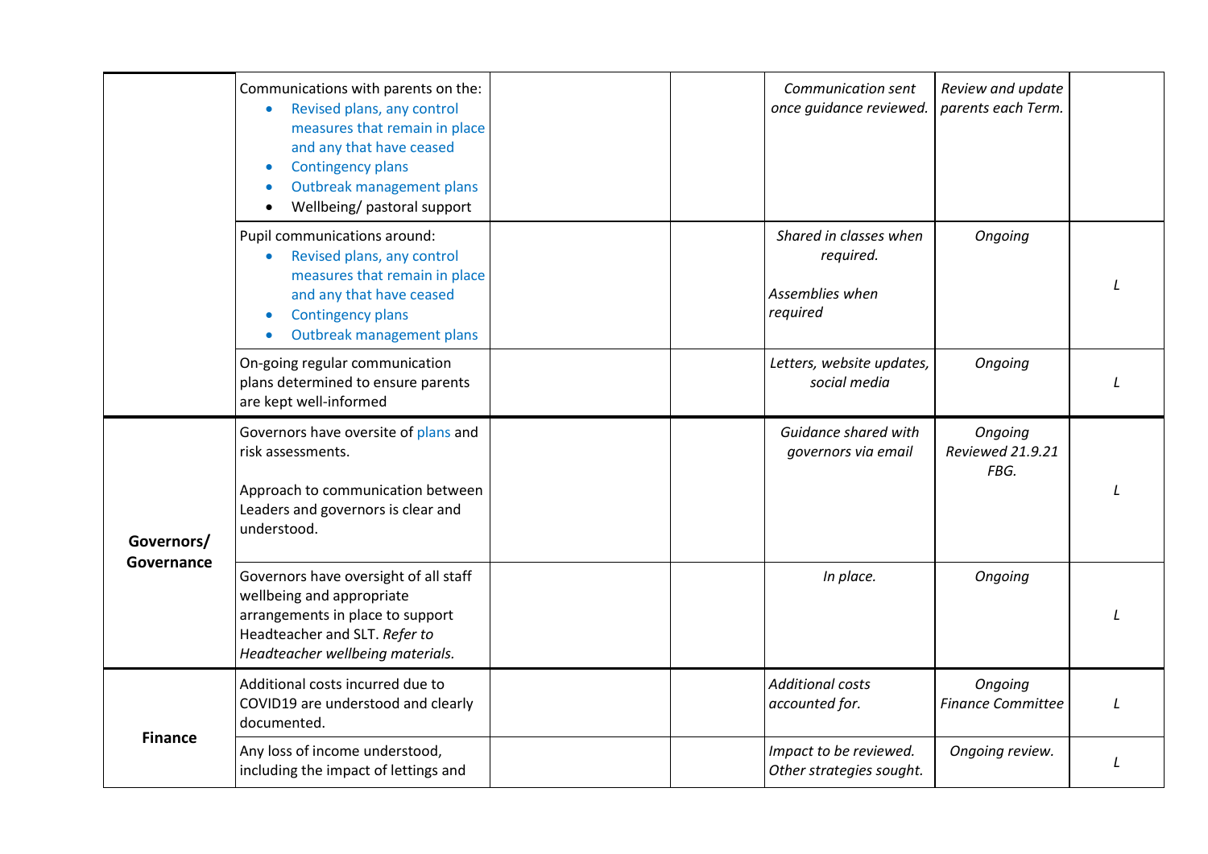| | | | | | | |
|---|---|---|---|---|---|---|
| | Communications with parents on the:<br>• Revised plans, any control measures that remain in place and any that have ceased<br>• Contingency plans<br>• Outbreak management plans<br>• Wellbeing/ pastoral support | | | *Communication sent once guidance reviewed.* | *Review and update parents each Term.* | |
| | Pupil communications around:<br>• Revised plans, any control measures that remain in place and any that have ceased<br>• Contingency plans<br>• Outbreak management plans | | | *Shared in classes when required.*<br><br>*Assemblies when required* | *Ongoing* | *L* |
| | On-going regular communication plans determined to ensure parents are kept well-informed | | | *Letters, website updates, social media* | *Ongoing* | *L* |
| **Governors/ Governance** | Governors have oversite of plans and risk assessments.<br><br>Approach to communication between Leaders and governors is clear and understood. | | | *Guidance shared with governors via email* | *Ongoing Reviewed 21.9.21 FBG.* | *L* |
| | Governors have oversight of all staff wellbeing and appropriate arrangements in place to support Headteacher and SLT. *Refer to Headteacher wellbeing materials.* | | | *In place.* | *Ongoing* | *L* |
| **Finance** | Additional costs incurred due to COVID19 are understood and clearly documented. | | | *Additional costs accounted for.* | *Ongoing Finance Committee* | *L* |
| | Any loss of income understood, including the impact of lettings and | | | *Impact to be reviewed. Other strategies sought.* | *Ongoing review.* | *L* |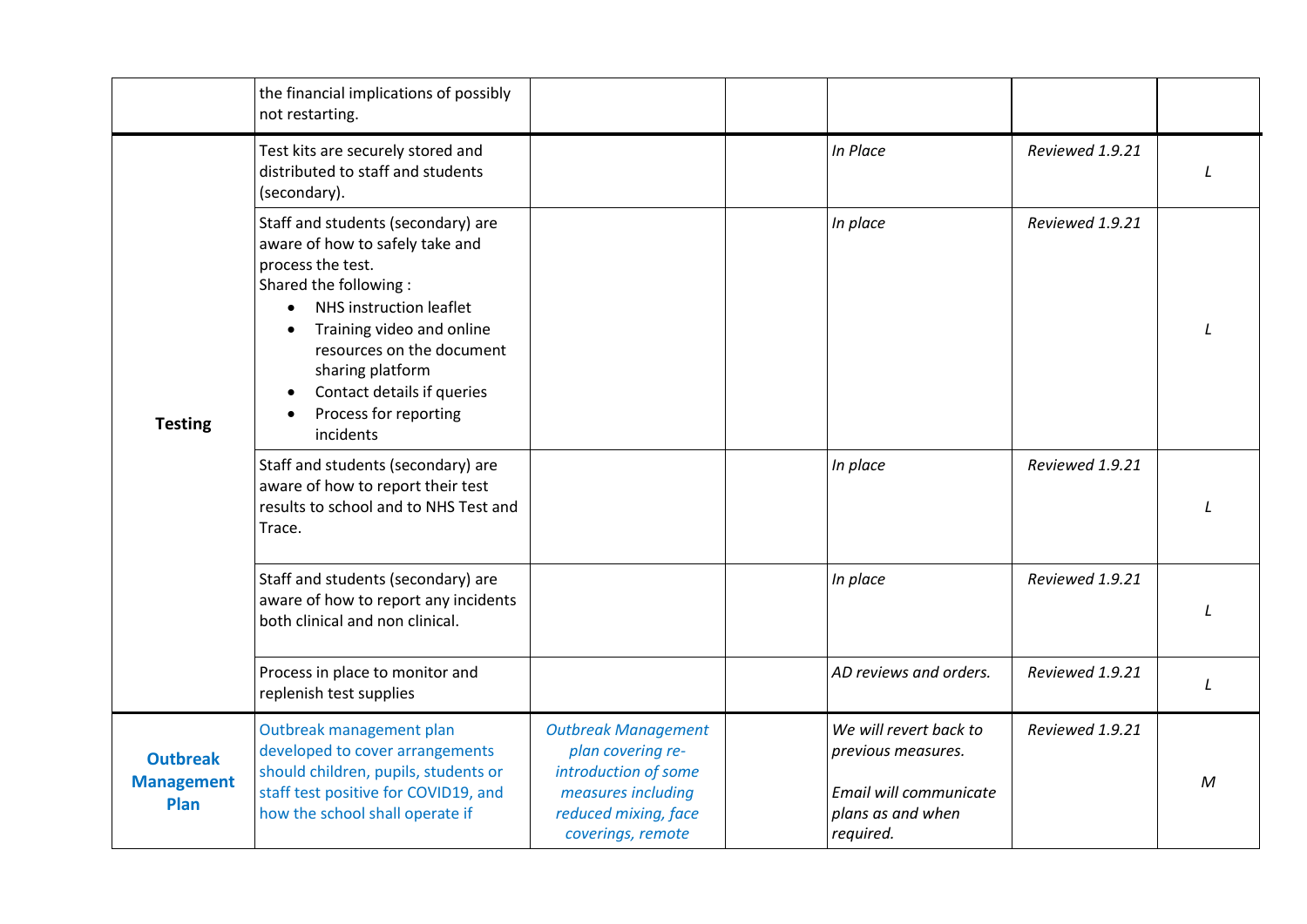| | | | | | | |
|---|---|---|---|---|---|---|
| | the financial implications of possibly not restarting. | | | | | |
| **Testing** | Test kits are securely stored and distributed to staff and students (secondary). | | | *In Place* | *Reviewed 1.9.21* | *L* |
| | Staff and students (secondary) are aware of how to safely take and process the test.<br>Shared the following :<br>• NHS instruction leaflet<br>• Training video and online resources on the document sharing platform<br>• Contact details if queries<br>• Process for reporting incidents | | | *In place* | *Reviewed 1.9.21* | *L* |
| | Staff and students (secondary) are aware of how to report their test results to school and to NHS Test and Trace. | | | *In place* | *Reviewed 1.9.21* | *L* |
| | Staff and students (secondary) are aware of how to report any incidents both clinical and non clinical. | | | *In place* | *Reviewed 1.9.21* | *L* |
| | Process in place to monitor and replenish test supplies | | | *AD reviews and orders.* | *Reviewed 1.9.21* | *L* |
| **Outbreak Management Plan** | Outbreak management plan developed to cover arrangements should children, pupils, students or staff test positive for COVID19, and how the school shall operate if | *Outbreak Management plan covering re-introduction of some measures including reduced mixing, face coverings, remote* | | *We will revert back to previous measures.*<br><br>*Email will communicate plans as and when required.* | *Reviewed 1.9.21* | *M* |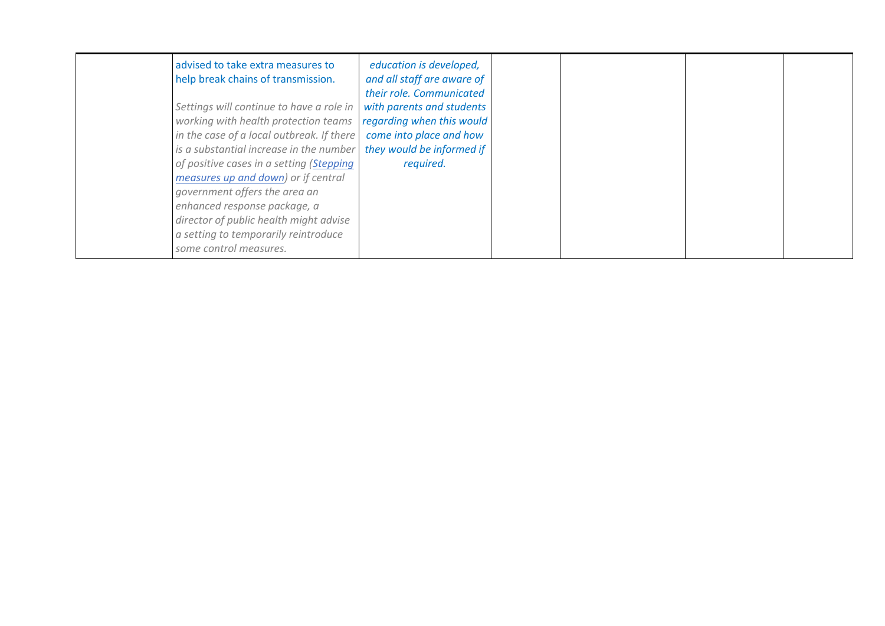| | | | | | | |
|---|---|---|---|---|---|---|
| | advised to take extra measures to help break chains of transmission.<br><br>*Settings will continue to have a role in working with health protection teams in the case of a local outbreak. If there is a substantial increase in the number of positive cases in a setting (Stepping measures up and down) or if central government offers the area an enhanced response package, a director of public health might advise a setting to temporarily reintroduce some control measures.* | *education is developed, and all staff are aware of their role. Communicated with parents and students regarding when this would come into place and how they would be informed if required.* | | | | |